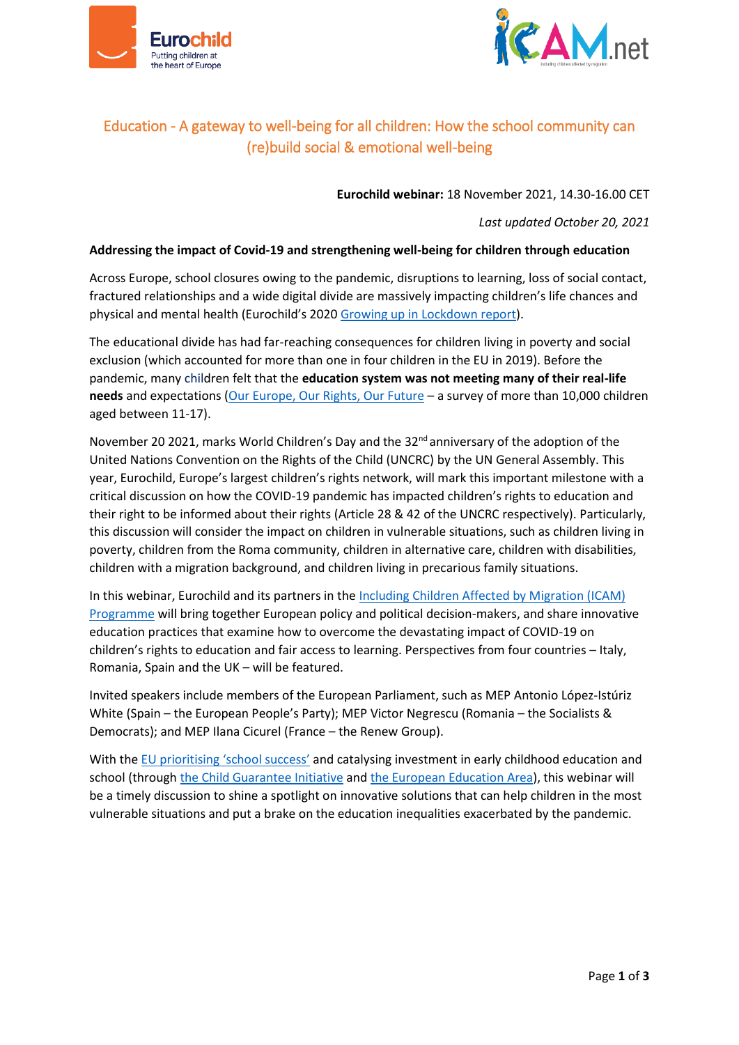# Education - A gateway to well-being for all children: How the school community can (re)build social & emotional well-being

**Eurochild webinar:** 18 November 2021, 14.30-16.00 CET

*Last updated October 20, 2021*

**Addressing the impact of Covid-19 and strengthening well-being for children through education**

Across Europe, school closures owing to the pandemic, disruptions to learning, loss of social contact, fractured relationships and a wide digital divide are massively impacting children's life chances and physical and mental health (Eurochild's 2020 [Growing up in Lockdown report](#)).

The educational divide has had far-reaching consequences for children living in poverty and social exclusion (which accounted for more than one in four children in the EU in 2019). Before the pandemic, many children felt that the **education system was not meeting many of their real-life needs** and expectations ([Our Europe, Our Rights, Our Future](#) – a survey of more than 10,000 children aged between 11-17).

November 20 2021, marks World Children's Day and the 32nd anniversary of the adoption of the United Nations Convention on the Rights of the Child (UNCRC) by the UN General Assembly. This year, Eurochild, Europe's largest children's rights network, will mark this important milestone with a critical discussion on how the COVID-19 pandemic has impacted children's rights to education and their right to be informed about their rights (Article 28 & 42 of the UNCRC respectively). Particularly, this discussion will consider the impact on children in vulnerable situations, such as children living in poverty, children from the Roma community, children in alternative care, children with disabilities, children with a migration background, and children living in precarious family situations.

In this webinar, Eurochild and its partners in the [Including Children Affected by Migration (ICAM) Programme](#) will bring together European policy and political decision-makers, and share innovative education practices that examine how to overcome the devastating impact of COVID-19 on children's rights to education and fair access to learning. Perspectives from four countries – Italy, Romania, Spain and the UK – will be featured.

Invited speakers include members of the European Parliament, such as MEP Antonio López-Istúriz White (Spain – the European People's Party); MEP Victor Negrescu (Romania – the Socialists & Democrats); and MEP Ilana Cicurel (France – the Renew Group).

With the [EU prioritising 'school success'](#) and catalysing investment in early childhood education and school (through [the Child Guarantee Initiative](#) and [the European Education Area](#)), this webinar will be a timely discussion to shine a spotlight on innovative solutions that can help children in the most vulnerable situations and put a brake on the education inequalities exacerbated by the pandemic.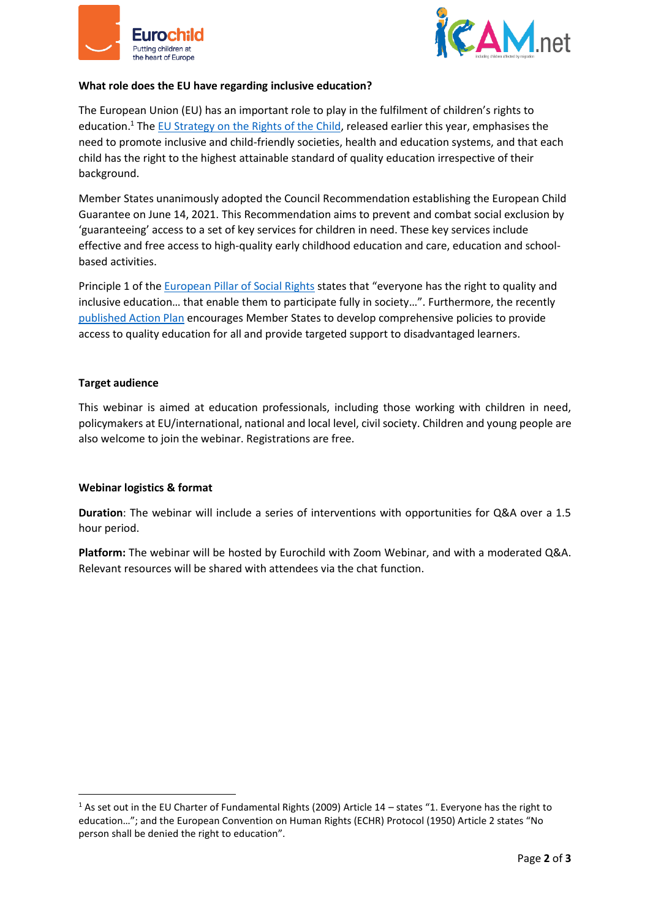**What role does the EU have regarding inclusive education?**

The European Union (EU) has an important role to play in the fulfilment of children's rights to education.[1] The EU Strategy on the Rights of the Child, released earlier this year, emphasises the need to promote inclusive and child-friendly societies, health and education systems, and that each child has the right to the highest attainable standard of quality education irrespective of their background.

Member States unanimously adopted the Council Recommendation establishing the European Child Guarantee on June 14, 2021. This Recommendation aims to prevent and combat social exclusion by 'guaranteeing' access to a set of key services for children in need. These key services include effective and free access to high-quality early childhood education and care, education and school-based activities.

Principle 1 of the European Pillar of Social Rights states that "everyone has the right to quality and inclusive education… that enable them to participate fully in society…". Furthermore, the recently published Action Plan encourages Member States to develop comprehensive policies to provide access to quality education for all and provide targeted support to disadvantaged learners.

**Target audience**

This webinar is aimed at education professionals, including those working with children in need, policymakers at EU/international, national and local level, civil society. Children and young people are also welcome to join the webinar. Registrations are free.

**Webinar logistics & format**

**Duration**: The webinar will include a series of interventions with opportunities for Q&A over a 1.5 hour period.

**Platform:** The webinar will be hosted by Eurochild with Zoom Webinar, and with a moderated Q&A. Relevant resources will be shared with attendees via the chat function.

[1] As set out in the EU Charter of Fundamental Rights (2009) Article 14 – states "1. Everyone has the right to education…"; and the European Convention on Human Rights (ECHR) Protocol (1950) Article 2 states "No person shall be denied the right to education".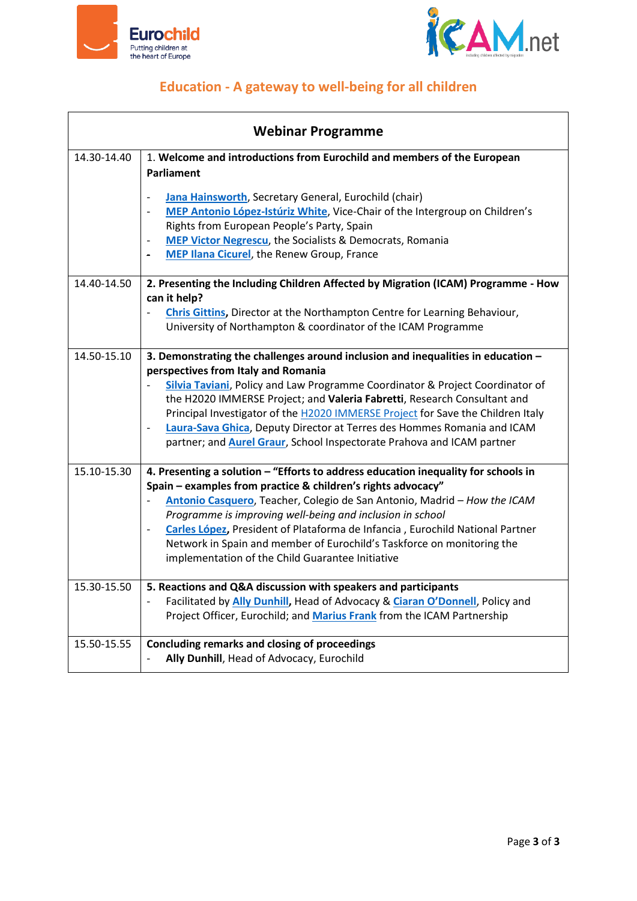## Education - A gateway to well-being for all children

| Webinar Programme | |
|---|---|
| 14.30-14.40 | 1. **Welcome and introductions from Eurochild and members of the European Parliament**<br>- **Jana Hainsworth**, Secretary General, Eurochild (chair)<br>- **MEP Antonio López-Istúriz White**, Vice-Chair of the Intergroup on Children's Rights from European People's Party, Spain<br>- **MEP Victor Negrescu**, the Socialists & Democrats, Romania<br>- **MEP Ilana Cicurel**, the Renew Group, France |
| 14.40-14.50 | **2. Presenting the Including Children Affected by Migration (ICAM) Programme - How can it help?**<br>- **Chris Gittins,** Director at the Northampton Centre for Learning Behaviour, University of Northampton & coordinator of the ICAM Programme |
| 14.50-15.10 | **3. Demonstrating the challenges around inclusion and inequalities in education – perspectives from Italy and Romania**<br>- **Silvia Taviani**, Policy and Law Programme Coordinator & Project Coordinator of the H2020 IMMERSE Project; and **Valeria Fabretti**, Research Consultant and Principal Investigator of the H2020 IMMERSE Project for Save the Children Italy<br>- **Laura-Sava Ghica**, Deputy Director at Terres des Hommes Romania and ICAM partner; and **Aurel Graur**, School Inspectorate Prahova and ICAM partner |
| 15.10-15.30 | **4. Presenting a solution – "Efforts to address education inequality for schools in Spain – examples from practice & children's rights advocacy"**<br>- **Antonio Casquero**, Teacher, Colegio de San Antonio, Madrid – *How the ICAM Programme is improving well-being and inclusion in school*<br>- **Carles López,** President of Plataforma de Infancia , Eurochild National Partner Network in Spain and member of Eurochild's Taskforce on monitoring the implementation of the Child Guarantee Initiative |
| 15.30-15.50 | **5. Reactions and Q&A discussion with speakers and participants**<br>- Facilitated by **Ally Dunhill,** Head of Advocacy & **Ciaran O'Donnell**, Policy and Project Officer, Eurochild; and **Marius Frank** from the ICAM Partnership |
| 15.50-15.55 | **Concluding remarks and closing of proceedings**<br>- **Ally Dunhill**, Head of Advocacy, Eurochild |